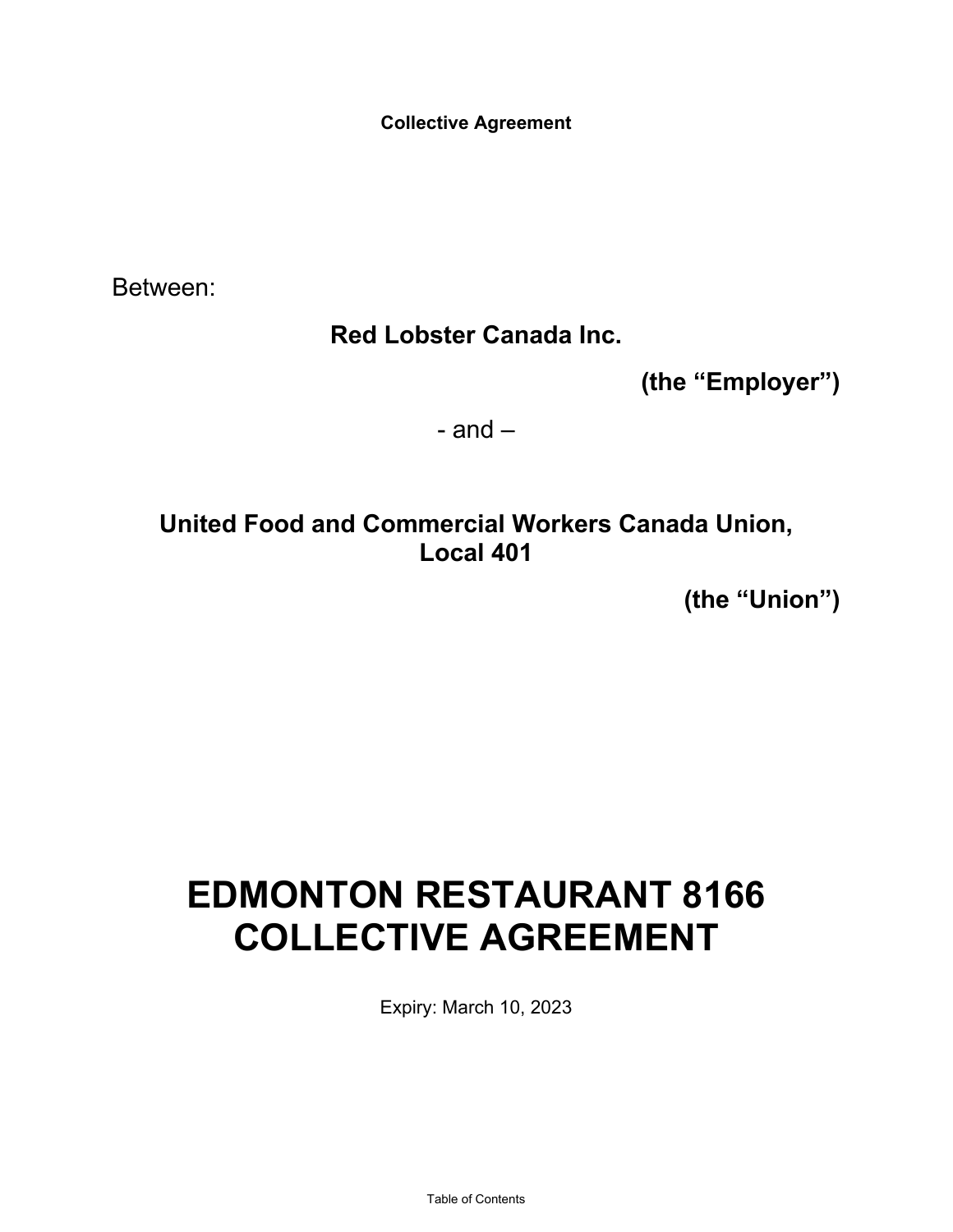**Collective Agreement**

Between:

**Red Lobster Canada Inc.**

**(the "Employer")**

- and –

**United Food and Commercial Workers Canada Union, Local 401**

**(the "Union")**

# EDMONTON RESTAURANT 8166 COLLECTIVE AGREEMENT

Expiry: March 10, 2023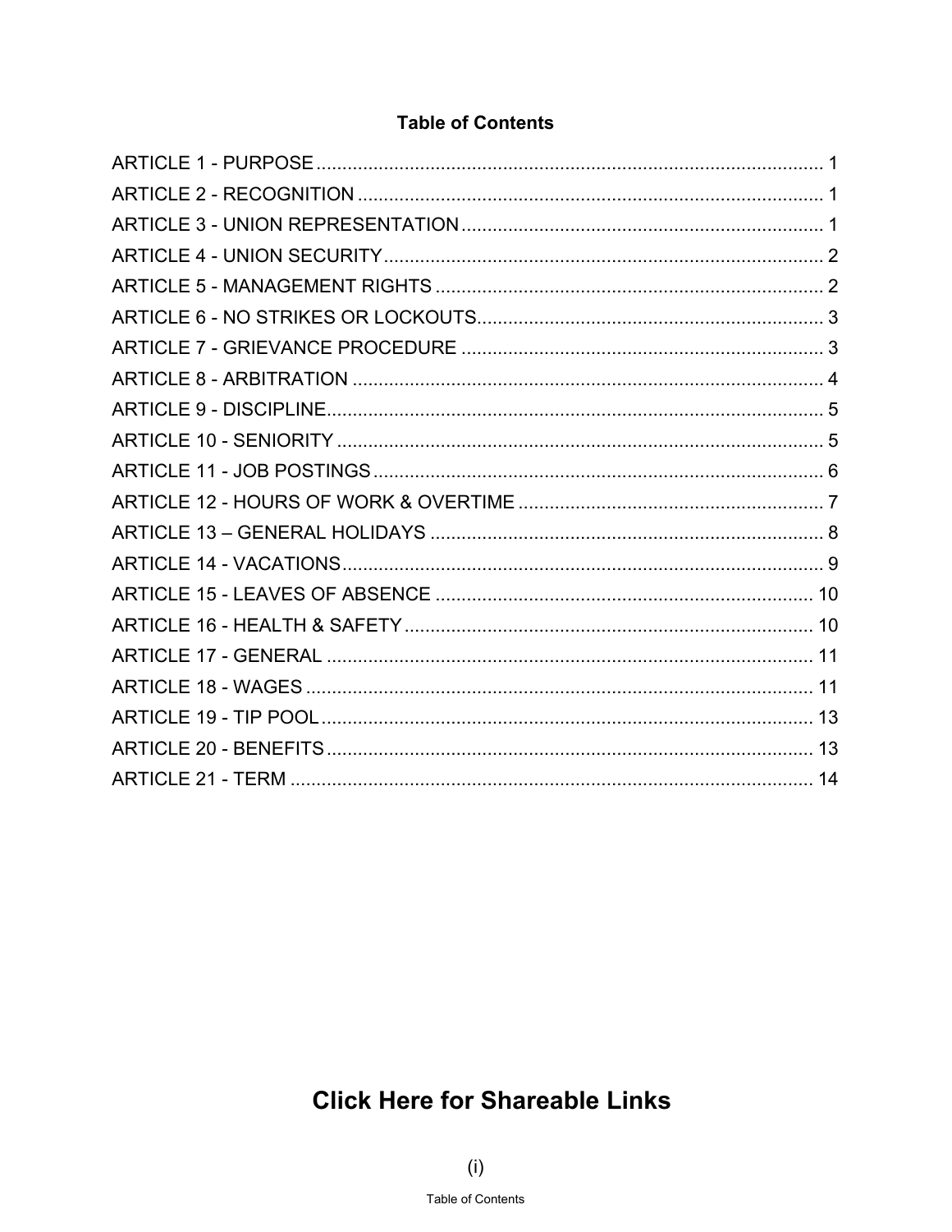## Table of Contents

ARTICLE 1 - PURPOSE .................................................................................................. 1
ARTICLE 2 - RECOGNITION ......................................................................................... 1
ARTICLE 3 - UNION REPRESENTATION ..................................................................... 1
ARTICLE 4 - UNION SECURITY .................................................................................... 2
ARTICLE 5 - MANAGEMENT RIGHTS .......................................................................... 2
ARTICLE 6 - NO STRIKES OR LOCKOUTS .................................................................. 3
ARTICLE 7 - GRIEVANCE PROCEDURE ..................................................................... 3
ARTICLE 8 - ARBITRATION .......................................................................................... 4
ARTICLE 9 - DISCIPLINE ............................................................................................... 5
ARTICLE 10 - SENIORITY ............................................................................................. 5
ARTICLE 11 - JOB POSTINGS ...................................................................................... 6
ARTICLE 12 - HOURS OF WORK & OVERTIME .......................................................... 7
ARTICLE 13 – GENERAL HOLIDAYS ........................................................................... 8
ARTICLE 14 - VACATIONS ............................................................................................ 9
ARTICLE 15 - LEAVES OF ABSENCE ......................................................................... 10
ARTICLE 16 - HEALTH & SAFETY .............................................................................. 10
ARTICLE 17 - GENERAL ............................................................................................. 11
ARTICLE 18 - WAGES ................................................................................................. 11
ARTICLE 19 - TIP POOL ............................................................................................... 13
ARTICLE 20 - BENEFITS ............................................................................................. 13
ARTICLE 21 - TERM .................................................................................................... 14

## Click Here for Shareable Links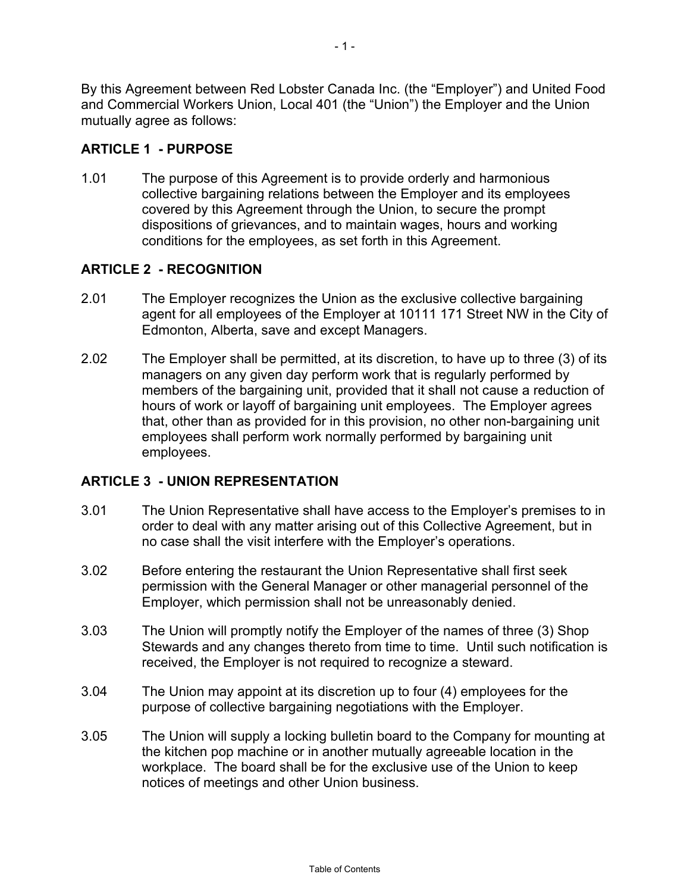By this Agreement between Red Lobster Canada Inc. (the "Employer") and United Food and Commercial Workers Union, Local 401 (the "Union") the Employer and the Union mutually agree as follows:

## ARTICLE 1 - PURPOSE

1.01 The purpose of this Agreement is to provide orderly and harmonious collective bargaining relations between the Employer and its employees covered by this Agreement through the Union, to secure the prompt dispositions of grievances, and to maintain wages, hours and working conditions for the employees, as set forth in this Agreement.

## ARTICLE 2 - RECOGNITION

2.01 The Employer recognizes the Union as the exclusive collective bargaining agent for all employees of the Employer at 10111 171 Street NW in the City of Edmonton, Alberta, save and except Managers.

2.02 The Employer shall be permitted, at its discretion, to have up to three (3) of its managers on any given day perform work that is regularly performed by members of the bargaining unit, provided that it shall not cause a reduction of hours of work or layoff of bargaining unit employees. The Employer agrees that, other than as provided for in this provision, no other non-bargaining unit employees shall perform work normally performed by bargaining unit employees.

## ARTICLE 3 - UNION REPRESENTATION

3.01 The Union Representative shall have access to the Employer's premises to in order to deal with any matter arising out of this Collective Agreement, but in no case shall the visit interfere with the Employer's operations.

3.02 Before entering the restaurant the Union Representative shall first seek permission with the General Manager or other managerial personnel of the Employer, which permission shall not be unreasonably denied.

3.03 The Union will promptly notify the Employer of the names of three (3) Shop Stewards and any changes thereto from time to time. Until such notification is received, the Employer is not required to recognize a steward.

3.04 The Union may appoint at its discretion up to four (4) employees for the purpose of collective bargaining negotiations with the Employer.

3.05 The Union will supply a locking bulletin board to the Company for mounting at the kitchen pop machine or in another mutually agreeable location in the workplace. The board shall be for the exclusive use of the Union to keep notices of meetings and other Union business.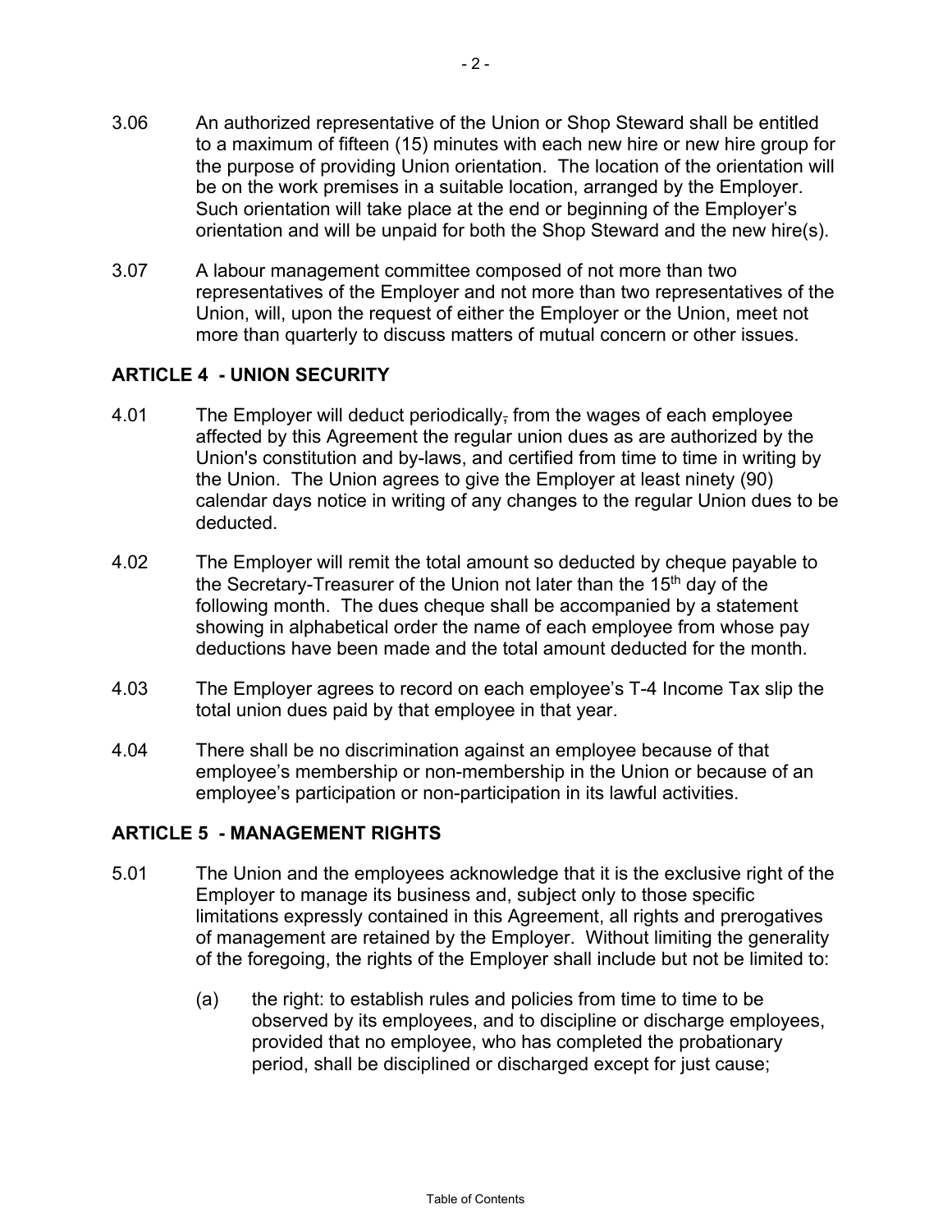3.06 An authorized representative of the Union or Shop Steward shall be entitled to a maximum of fifteen (15) minutes with each new hire or new hire group for the purpose of providing Union orientation. The location of the orientation will be on the work premises in a suitable location, arranged by the Employer. Such orientation will take place at the end or beginning of the Employer's orientation and will be unpaid for both the Shop Steward and the new hire(s).

3.07 A labour management committee composed of not more than two representatives of the Employer and not more than two representatives of the Union, will, upon the request of either the Employer or the Union, meet not more than quarterly to discuss matters of mutual concern or other issues.

## ARTICLE 4 - UNION SECURITY

4.01 The Employer will deduct periodically, from the wages of each employee affected by this Agreement the regular union dues as are authorized by the Union's constitution and by-laws, and certified from time to time in writing by the Union. The Union agrees to give the Employer at least ninety (90) calendar days notice in writing of any changes to the regular Union dues to be deducted.

4.02 The Employer will remit the total amount so deducted by cheque payable to the Secretary-Treasurer of the Union not later than the 15th day of the following month. The dues cheque shall be accompanied by a statement showing in alphabetical order the name of each employee from whose pay deductions have been made and the total amount deducted for the month.

4.03 The Employer agrees to record on each employee's T-4 Income Tax slip the total union dues paid by that employee in that year.

4.04 There shall be no discrimination against an employee because of that employee's membership or non-membership in the Union or because of an employee's participation or non-participation in its lawful activities.

## ARTICLE 5 - MANAGEMENT RIGHTS

5.01 The Union and the employees acknowledge that it is the exclusive right of the Employer to manage its business and, subject only to those specific limitations expressly contained in this Agreement, all rights and prerogatives of management are retained by the Employer. Without limiting the generality of the foregoing, the rights of the Employer shall include but not be limited to:

(a) the right: to establish rules and policies from time to time to be observed by its employees, and to discipline or discharge employees, provided that no employee, who has completed the probationary period, shall be disciplined or discharged except for just cause;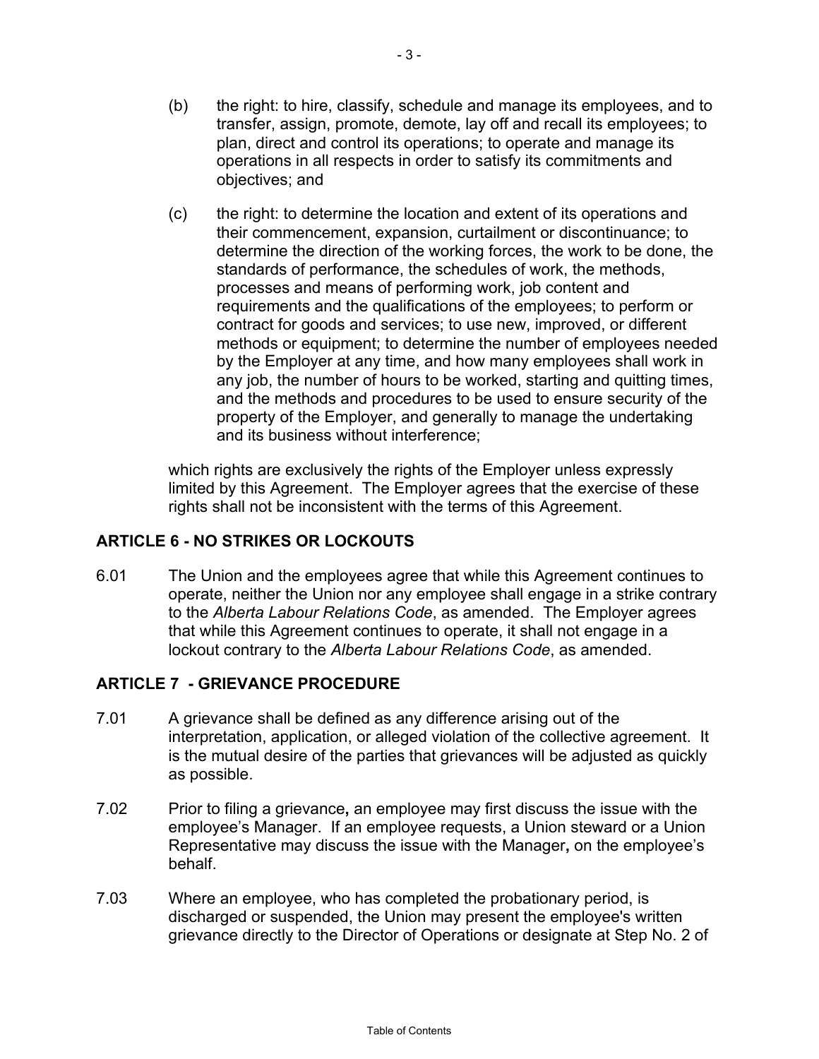(b) the right: to hire, classify, schedule and manage its employees, and to transfer, assign, promote, demote, lay off and recall its employees; to plan, direct and control its operations; to operate and manage its operations in all respects in order to satisfy its commitments and objectives; and

(c) the right: to determine the location and extent of its operations and their commencement, expansion, curtailment or discontinuance; to determine the direction of the working forces, the work to be done, the standards of performance, the schedules of work, the methods, processes and means of performing work, job content and requirements and the qualifications of the employees; to perform or contract for goods and services; to use new, improved, or different methods or equipment; to determine the number of employees needed by the Employer at any time, and how many employees shall work in any job, the number of hours to be worked, starting and quitting times, and the methods and procedures to be used to ensure security of the property of the Employer, and generally to manage the undertaking and its business without interference;

which rights are exclusively the rights of the Employer unless expressly limited by this Agreement. The Employer agrees that the exercise of these rights shall not be inconsistent with the terms of this Agreement.

## ARTICLE 6 - NO STRIKES OR LOCKOUTS

6.01 The Union and the employees agree that while this Agreement continues to operate, neither the Union nor any employee shall engage in a strike contrary to the *Alberta Labour Relations Code*, as amended. The Employer agrees that while this Agreement continues to operate, it shall not engage in a lockout contrary to the *Alberta Labour Relations Code*, as amended.

## ARTICLE 7 - GRIEVANCE PROCEDURE

7.01 A grievance shall be defined as any difference arising out of the interpretation, application, or alleged violation of the collective agreement. It is the mutual desire of the parties that grievances will be adjusted as quickly as possible.

7.02 Prior to filing a grievance**,** an employee may first discuss the issue with the employee's Manager. If an employee requests, a Union steward or a Union Representative may discuss the issue with the Manager**,** on the employee's behalf.

7.03 Where an employee, who has completed the probationary period, is discharged or suspended, the Union may present the employee's written grievance directly to the Director of Operations or designate at Step No. 2 of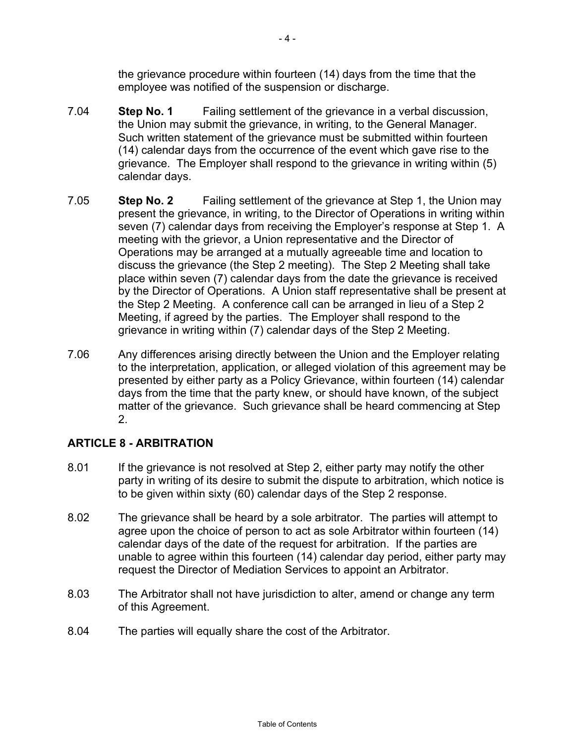the grievance procedure within fourteen (14) days from the time that the employee was notified of the suspension or discharge.

7.04 **Step No. 1** Failing settlement of the grievance in a verbal discussion, the Union may submit the grievance, in writing, to the General Manager. Such written statement of the grievance must be submitted within fourteen (14) calendar days from the occurrence of the event which gave rise to the grievance. The Employer shall respond to the grievance in writing within (5) calendar days.

7.05 **Step No. 2** Failing settlement of the grievance at Step 1, the Union may present the grievance, in writing, to the Director of Operations in writing within seven (7) calendar days from receiving the Employer's response at Step 1. A meeting with the grievor, a Union representative and the Director of Operations may be arranged at a mutually agreeable time and location to discuss the grievance (the Step 2 meeting). The Step 2 Meeting shall take place within seven (7) calendar days from the date the grievance is received by the Director of Operations. A Union staff representative shall be present at the Step 2 Meeting. A conference call can be arranged in lieu of a Step 2 Meeting, if agreed by the parties. The Employer shall respond to the grievance in writing within (7) calendar days of the Step 2 Meeting.

7.06 Any differences arising directly between the Union and the Employer relating to the interpretation, application, or alleged violation of this agreement may be presented by either party as a Policy Grievance, within fourteen (14) calendar days from the time that the party knew, or should have known, of the subject matter of the grievance. Such grievance shall be heard commencing at Step 2.

## ARTICLE 8 - ARBITRATION

8.01 If the grievance is not resolved at Step 2, either party may notify the other party in writing of its desire to submit the dispute to arbitration, which notice is to be given within sixty (60) calendar days of the Step 2 response.

8.02 The grievance shall be heard by a sole arbitrator. The parties will attempt to agree upon the choice of person to act as sole Arbitrator within fourteen (14) calendar days of the date of the request for arbitration. If the parties are unable to agree within this fourteen (14) calendar day period, either party may request the Director of Mediation Services to appoint an Arbitrator.

8.03 The Arbitrator shall not have jurisdiction to alter, amend or change any term of this Agreement.

8.04 The parties will equally share the cost of the Arbitrator.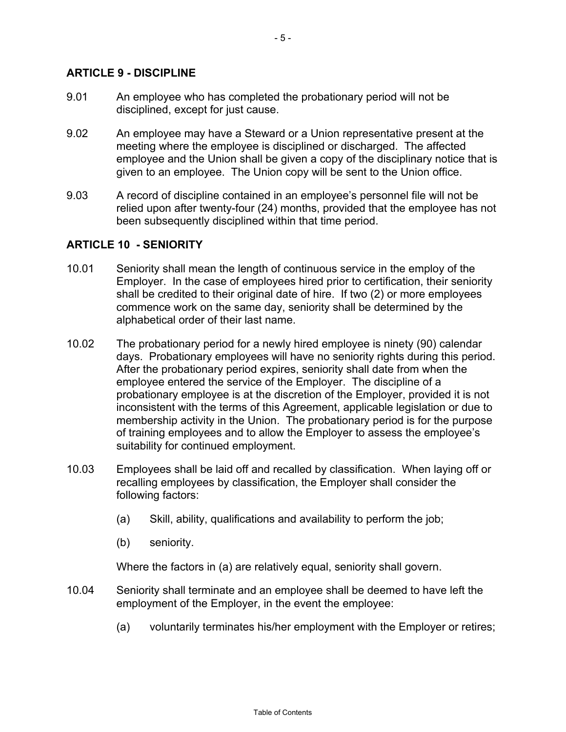## ARTICLE 9 - DISCIPLINE

9.01 An employee who has completed the probationary period will not be disciplined, except for just cause.

9.02 An employee may have a Steward or a Union representative present at the meeting where the employee is disciplined or discharged. The affected employee and the Union shall be given a copy of the disciplinary notice that is given to an employee. The Union copy will be sent to the Union office.

9.03 A record of discipline contained in an employee's personnel file will not be relied upon after twenty-four (24) months, provided that the employee has not been subsequently disciplined within that time period.

## ARTICLE 10 - SENIORITY

10.01 Seniority shall mean the length of continuous service in the employ of the Employer. In the case of employees hired prior to certification, their seniority shall be credited to their original date of hire. If two (2) or more employees commence work on the same day, seniority shall be determined by the alphabetical order of their last name.

10.02 The probationary period for a newly hired employee is ninety (90) calendar days. Probationary employees will have no seniority rights during this period. After the probationary period expires, seniority shall date from when the employee entered the service of the Employer. The discipline of a probationary employee is at the discretion of the Employer, provided it is not inconsistent with the terms of this Agreement, applicable legislation or due to membership activity in the Union. The probationary period is for the purpose of training employees and to allow the Employer to assess the employee's suitability for continued employment.

10.03 Employees shall be laid off and recalled by classification. When laying off or recalling employees by classification, the Employer shall consider the following factors:

(a) Skill, ability, qualifications and availability to perform the job;

(b) seniority.

Where the factors in (a) are relatively equal, seniority shall govern.

10.04 Seniority shall terminate and an employee shall be deemed to have left the employment of the Employer, in the event the employee:

(a) voluntarily terminates his/her employment with the Employer or retires;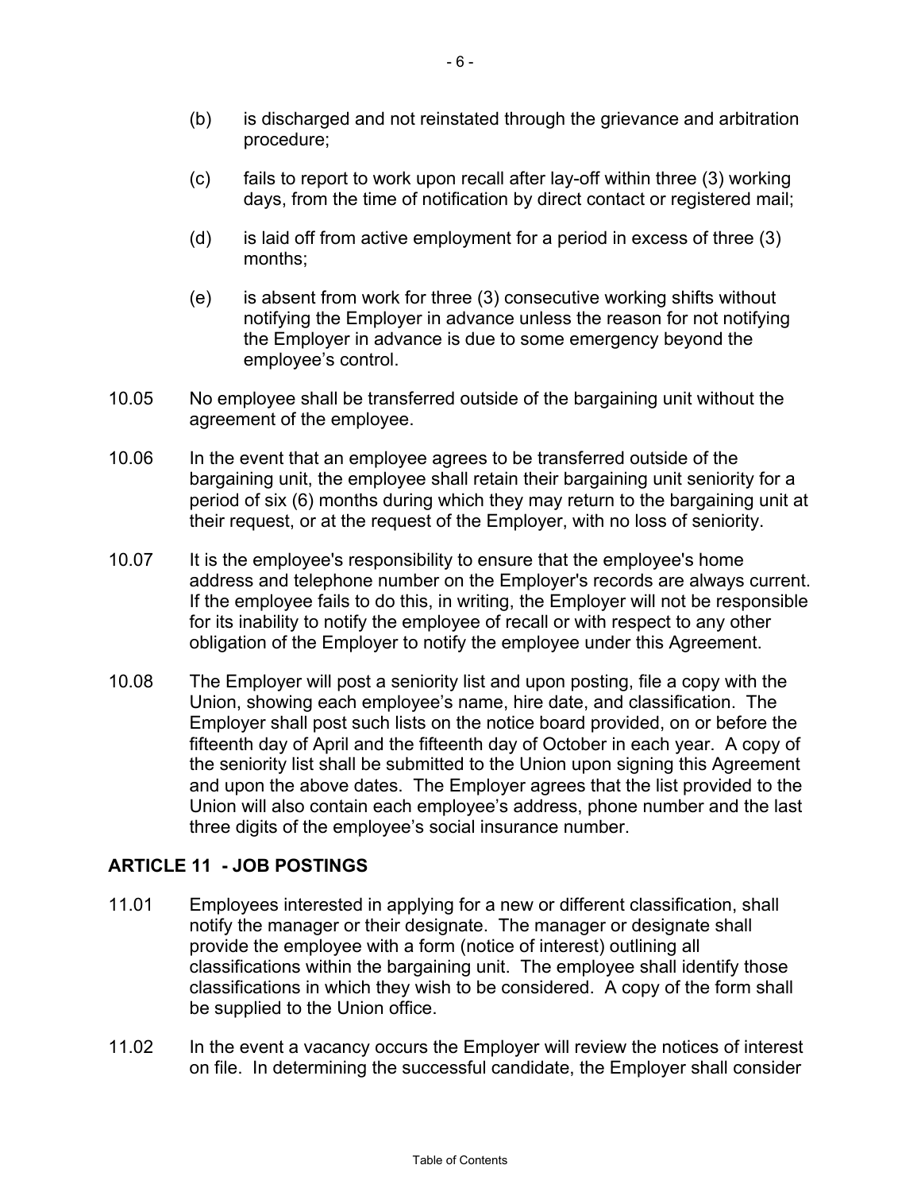(b) is discharged and not reinstated through the grievance and arbitration procedure;

(c) fails to report to work upon recall after lay-off within three (3) working days, from the time of notification by direct contact or registered mail;

(d) is laid off from active employment for a period in excess of three (3) months;

(e) is absent from work for three (3) consecutive working shifts without notifying the Employer in advance unless the reason for not notifying the Employer in advance is due to some emergency beyond the employee's control.

10.05 No employee shall be transferred outside of the bargaining unit without the agreement of the employee.

10.06 In the event that an employee agrees to be transferred outside of the bargaining unit, the employee shall retain their bargaining unit seniority for a period of six (6) months during which they may return to the bargaining unit at their request, or at the request of the Employer, with no loss of seniority.

10.07 It is the employee's responsibility to ensure that the employee's home address and telephone number on the Employer's records are always current. If the employee fails to do this, in writing, the Employer will not be responsible for its inability to notify the employee of recall or with respect to any other obligation of the Employer to notify the employee under this Agreement.

10.08 The Employer will post a seniority list and upon posting, file a copy with the Union, showing each employee's name, hire date, and classification. The Employer shall post such lists on the notice board provided, on or before the fifteenth day of April and the fifteenth day of October in each year. A copy of the seniority list shall be submitted to the Union upon signing this Agreement and upon the above dates. The Employer agrees that the list provided to the Union will also contain each employee's address, phone number and the last three digits of the employee's social insurance number.

## ARTICLE 11 - JOB POSTINGS

11.01 Employees interested in applying for a new or different classification, shall notify the manager or their designate. The manager or designate shall provide the employee with a form (notice of interest) outlining all classifications within the bargaining unit. The employee shall identify those classifications in which they wish to be considered. A copy of the form shall be supplied to the Union office.

11.02 In the event a vacancy occurs the Employer will review the notices of interest on file. In determining the successful candidate, the Employer shall consider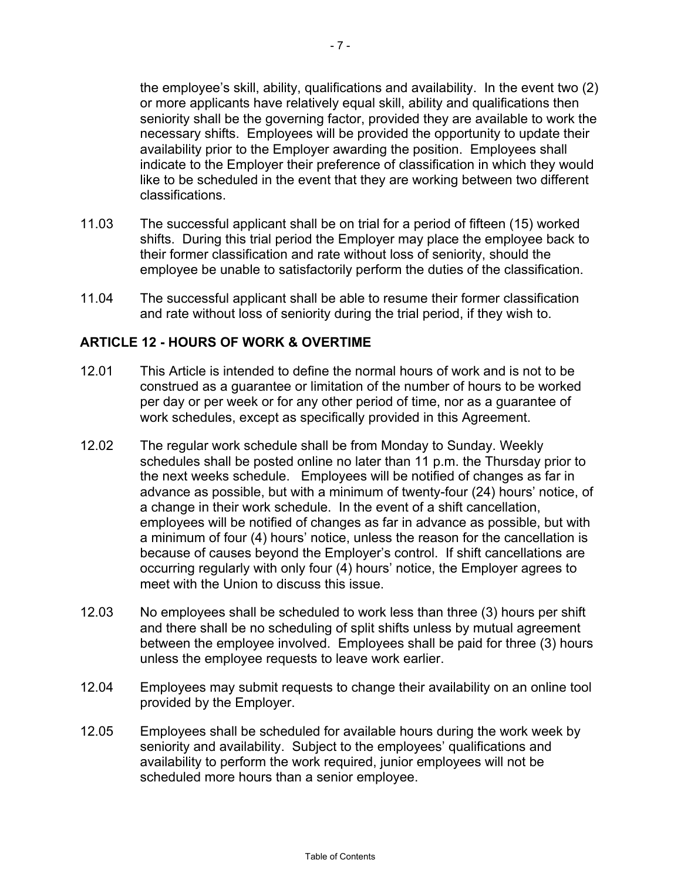the employee's skill, ability, qualifications and availability. In the event two (2) or more applicants have relatively equal skill, ability and qualifications then seniority shall be the governing factor, provided they are available to work the necessary shifts. Employees will be provided the opportunity to update their availability prior to the Employer awarding the position. Employees shall indicate to the Employer their preference of classification in which they would like to be scheduled in the event that they are working between two different classifications.

11.03 The successful applicant shall be on trial for a period of fifteen (15) worked shifts. During this trial period the Employer may place the employee back to their former classification and rate without loss of seniority, should the employee be unable to satisfactorily perform the duties of the classification.

11.04 The successful applicant shall be able to resume their former classification and rate without loss of seniority during the trial period, if they wish to.

## ARTICLE 12 - HOURS OF WORK & OVERTIME

12.01 This Article is intended to define the normal hours of work and is not to be construed as a guarantee or limitation of the number of hours to be worked per day or per week or for any other period of time, nor as a guarantee of work schedules, except as specifically provided in this Agreement.

12.02 The regular work schedule shall be from Monday to Sunday. Weekly schedules shall be posted online no later than 11 p.m. the Thursday prior to the next weeks schedule. Employees will be notified of changes as far in advance as possible, but with a minimum of twenty-four (24) hours' notice, of a change in their work schedule. In the event of a shift cancellation, employees will be notified of changes as far in advance as possible, but with a minimum of four (4) hours' notice, unless the reason for the cancellation is because of causes beyond the Employer's control. If shift cancellations are occurring regularly with only four (4) hours' notice, the Employer agrees to meet with the Union to discuss this issue.

12.03 No employees shall be scheduled to work less than three (3) hours per shift and there shall be no scheduling of split shifts unless by mutual agreement between the employee involved. Employees shall be paid for three (3) hours unless the employee requests to leave work earlier.

12.04 Employees may submit requests to change their availability on an online tool provided by the Employer.

12.05 Employees shall be scheduled for available hours during the work week by seniority and availability. Subject to the employees' qualifications and availability to perform the work required, junior employees will not be scheduled more hours than a senior employee.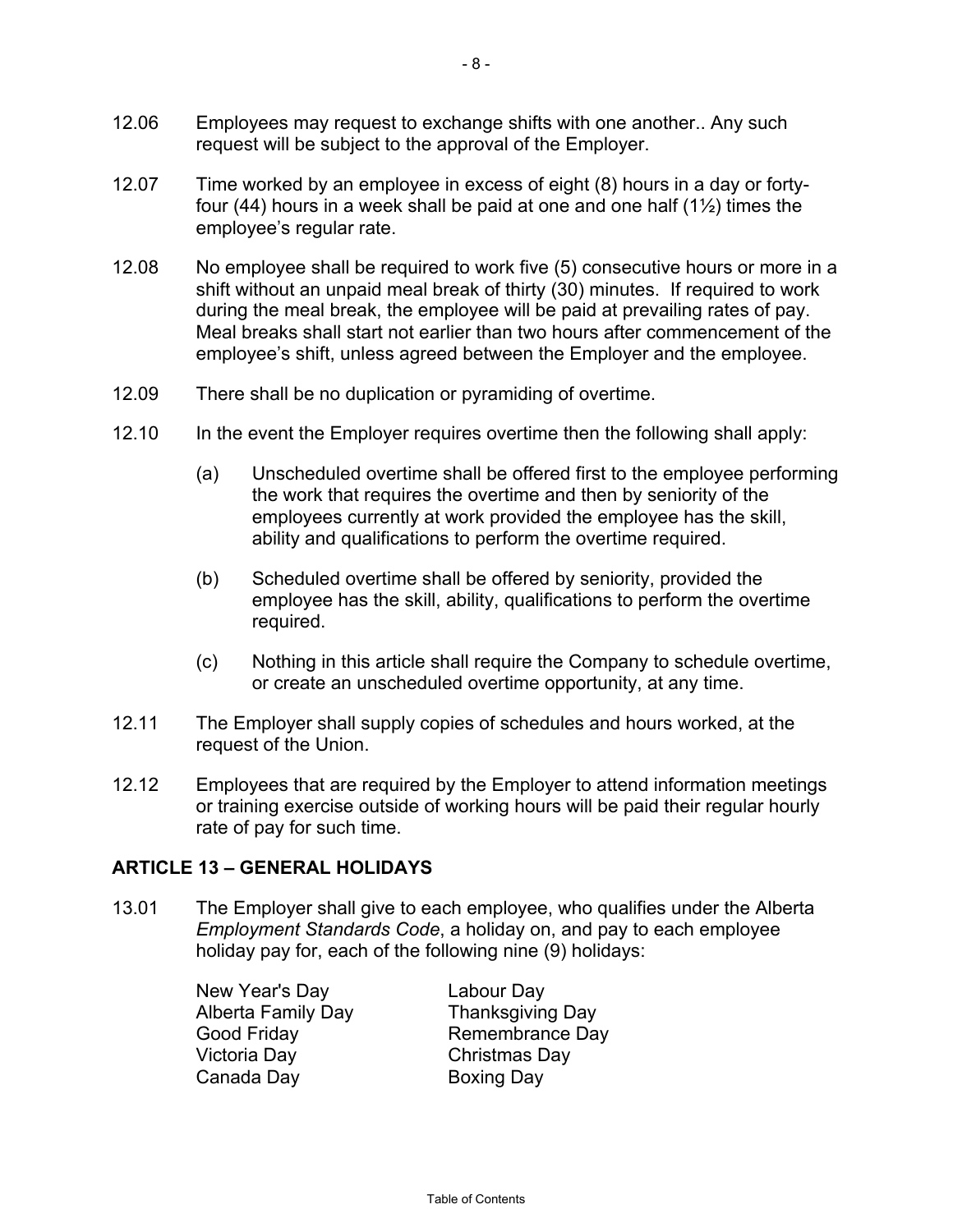12.06 Employees may request to exchange shifts with one another.. Any such request will be subject to the approval of the Employer.

12.07 Time worked by an employee in excess of eight (8) hours in a day or forty-four (44) hours in a week shall be paid at one and one half (1½) times the employee's regular rate.

12.08 No employee shall be required to work five (5) consecutive hours or more in a shift without an unpaid meal break of thirty (30) minutes. If required to work during the meal break, the employee will be paid at prevailing rates of pay. Meal breaks shall start not earlier than two hours after commencement of the employee's shift, unless agreed between the Employer and the employee.

12.09 There shall be no duplication or pyramiding of overtime.

12.10 In the event the Employer requires overtime then the following shall apply:

(a) Unscheduled overtime shall be offered first to the employee performing the work that requires the overtime and then by seniority of the employees currently at work provided the employee has the skill, ability and qualifications to perform the overtime required.

(b) Scheduled overtime shall be offered by seniority, provided the employee has the skill, ability, qualifications to perform the overtime required.

(c) Nothing in this article shall require the Company to schedule overtime, or create an unscheduled overtime opportunity, at any time.

12.11 The Employer shall supply copies of schedules and hours worked, at the request of the Union.

12.12 Employees that are required by the Employer to attend information meetings or training exercise outside of working hours will be paid their regular hourly rate of pay for such time.

## ARTICLE 13 – GENERAL HOLIDAYS

13.01 The Employer shall give to each employee, who qualifies under the Alberta *Employment Standards Code*, a holiday on, and pay to each employee holiday pay for, each of the following nine (9) holidays:

New Year's Day
Alberta Family Day
Good Friday
Victoria Day
Canada Day
Labour Day
Thanksgiving Day
Remembrance Day
Christmas Day
Boxing Day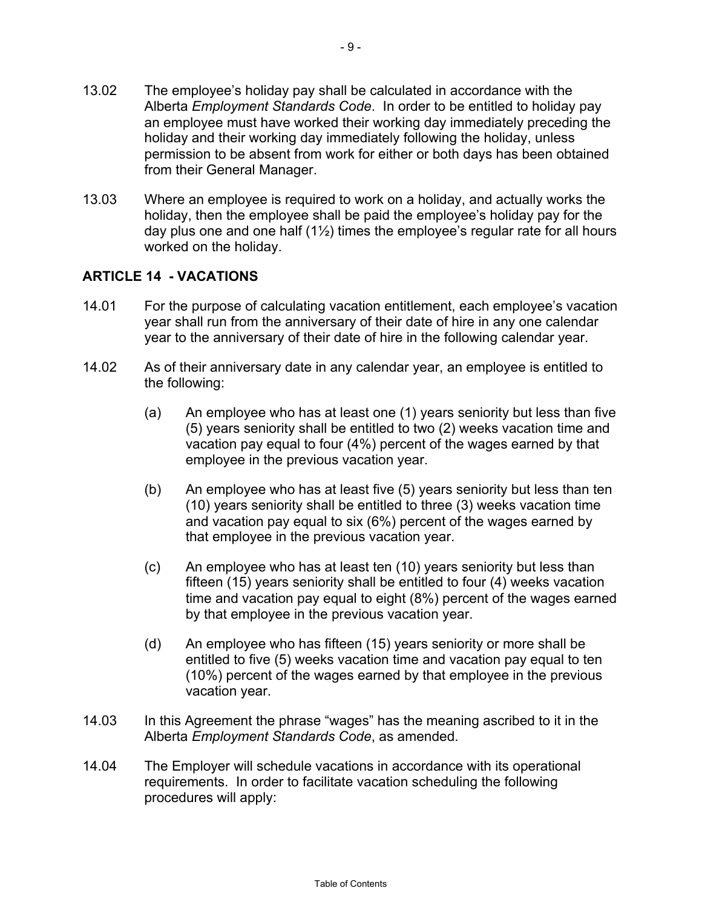13.02 The employee's holiday pay shall be calculated in accordance with the Alberta *Employment Standards Code*. In order to be entitled to holiday pay an employee must have worked their working day immediately preceding the holiday and their working day immediately following the holiday, unless permission to be absent from work for either or both days has been obtained from their General Manager.

13.03 Where an employee is required to work on a holiday, and actually works the holiday, then the employee shall be paid the employee's holiday pay for the day plus one and one half (1½) times the employee's regular rate for all hours worked on the holiday.

## ARTICLE 14 - VACATIONS

14.01 For the purpose of calculating vacation entitlement, each employee's vacation year shall run from the anniversary of their date of hire in any one calendar year to the anniversary of their date of hire in the following calendar year.

14.02 As of their anniversary date in any calendar year, an employee is entitled to the following:

(a) An employee who has at least one (1) years seniority but less than five (5) years seniority shall be entitled to two (2) weeks vacation time and vacation pay equal to four (4%) percent of the wages earned by that employee in the previous vacation year.

(b) An employee who has at least five (5) years seniority but less than ten (10) years seniority shall be entitled to three (3) weeks vacation time and vacation pay equal to six (6%) percent of the wages earned by that employee in the previous vacation year.

(c) An employee who has at least ten (10) years seniority but less than fifteen (15) years seniority shall be entitled to four (4) weeks vacation time and vacation pay equal to eight (8%) percent of the wages earned by that employee in the previous vacation year.

(d) An employee who has fifteen (15) years seniority or more shall be entitled to five (5) weeks vacation time and vacation pay equal to ten (10%) percent of the wages earned by that employee in the previous vacation year.

14.03 In this Agreement the phrase "wages" has the meaning ascribed to it in the Alberta *Employment Standards Code*, as amended.

14.04 The Employer will schedule vacations in accordance with its operational requirements. In order to facilitate vacation scheduling the following procedures will apply: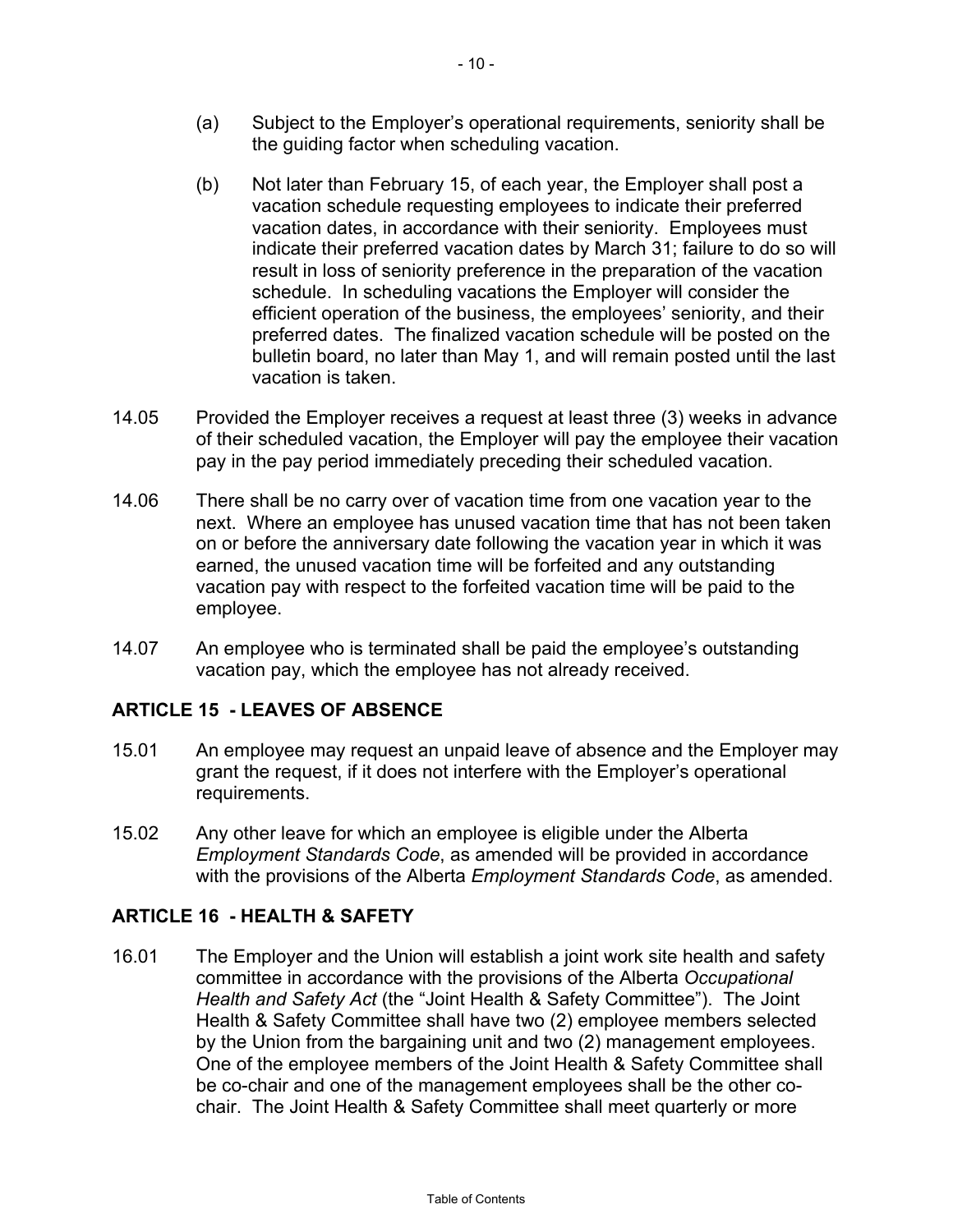(a) Subject to the Employer's operational requirements, seniority shall be the guiding factor when scheduling vacation.

(b) Not later than February 15, of each year, the Employer shall post a vacation schedule requesting employees to indicate their preferred vacation dates, in accordance with their seniority. Employees must indicate their preferred vacation dates by March 31; failure to do so will result in loss of seniority preference in the preparation of the vacation schedule. In scheduling vacations the Employer will consider the efficient operation of the business, the employees' seniority, and their preferred dates. The finalized vacation schedule will be posted on the bulletin board, no later than May 1, and will remain posted until the last vacation is taken.

14.05 Provided the Employer receives a request at least three (3) weeks in advance of their scheduled vacation, the Employer will pay the employee their vacation pay in the pay period immediately preceding their scheduled vacation.

14.06 There shall be no carry over of vacation time from one vacation year to the next. Where an employee has unused vacation time that has not been taken on or before the anniversary date following the vacation year in which it was earned, the unused vacation time will be forfeited and any outstanding vacation pay with respect to the forfeited vacation time will be paid to the employee.

14.07 An employee who is terminated shall be paid the employee's outstanding vacation pay, which the employee has not already received.

## ARTICLE 15 - LEAVES OF ABSENCE

15.01 An employee may request an unpaid leave of absence and the Employer may grant the request, if it does not interfere with the Employer's operational requirements.

15.02 Any other leave for which an employee is eligible under the Alberta *Employment Standards Code*, as amended will be provided in accordance with the provisions of the Alberta *Employment Standards Code*, as amended.

## ARTICLE 16 - HEALTH & SAFETY

16.01 The Employer and the Union will establish a joint work site health and safety committee in accordance with the provisions of the Alberta *Occupational Health and Safety Act* (the "Joint Health & Safety Committee"). The Joint Health & Safety Committee shall have two (2) employee members selected by the Union from the bargaining unit and two (2) management employees. One of the employee members of the Joint Health & Safety Committee shall be co-chair and one of the management employees shall be the other co-chair. The Joint Health & Safety Committee shall meet quarterly or more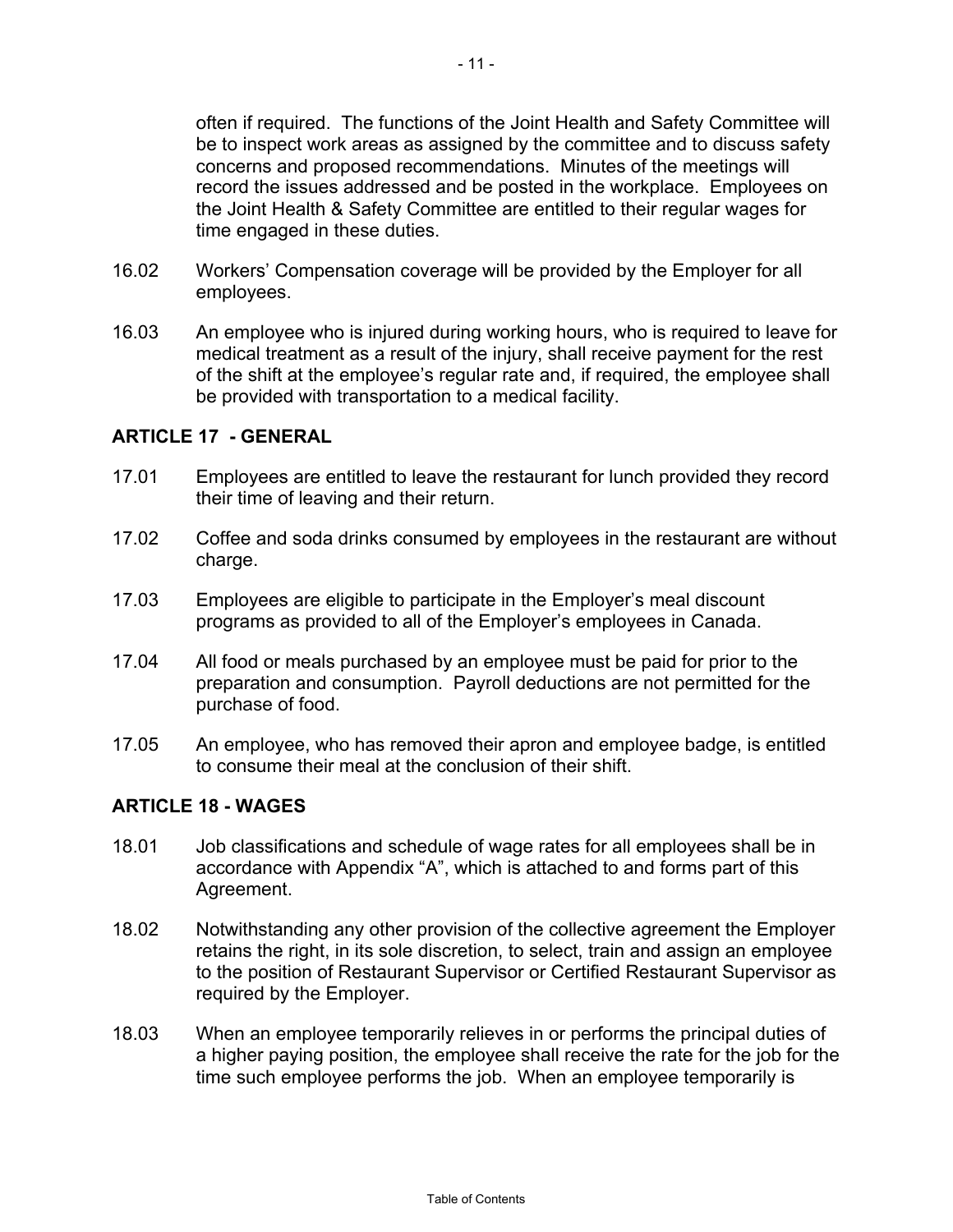often if required. The functions of the Joint Health and Safety Committee will be to inspect work areas as assigned by the committee and to discuss safety concerns and proposed recommendations. Minutes of the meetings will record the issues addressed and be posted in the workplace. Employees on the Joint Health & Safety Committee are entitled to their regular wages for time engaged in these duties.

16.02 Workers' Compensation coverage will be provided by the Employer for all employees.

16.03 An employee who is injured during working hours, who is required to leave for medical treatment as a result of the injury, shall receive payment for the rest of the shift at the employee's regular rate and, if required, the employee shall be provided with transportation to a medical facility.

## ARTICLE 17 - GENERAL

17.01 Employees are entitled to leave the restaurant for lunch provided they record their time of leaving and their return.

17.02 Coffee and soda drinks consumed by employees in the restaurant are without charge.

17.03 Employees are eligible to participate in the Employer's meal discount programs as provided to all of the Employer's employees in Canada.

17.04 All food or meals purchased by an employee must be paid for prior to the preparation and consumption. Payroll deductions are not permitted for the purchase of food.

17.05 An employee, who has removed their apron and employee badge, is entitled to consume their meal at the conclusion of their shift.

## ARTICLE 18 - WAGES

18.01 Job classifications and schedule of wage rates for all employees shall be in accordance with Appendix "A", which is attached to and forms part of this Agreement.

18.02 Notwithstanding any other provision of the collective agreement the Employer retains the right, in its sole discretion, to select, train and assign an employee to the position of Restaurant Supervisor or Certified Restaurant Supervisor as required by the Employer.

18.03 When an employee temporarily relieves in or performs the principal duties of a higher paying position, the employee shall receive the rate for the job for the time such employee performs the job. When an employee temporarily is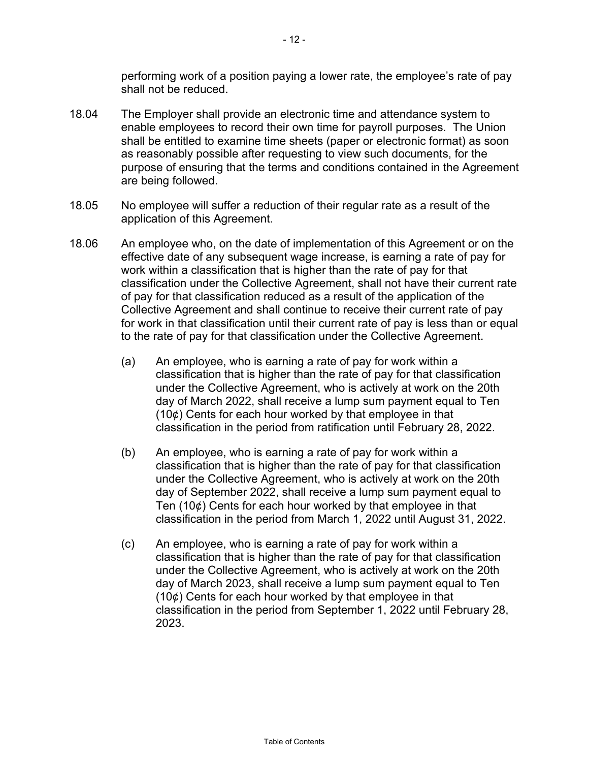performing work of a position paying a lower rate, the employee's rate of pay shall not be reduced.

18.04 The Employer shall provide an electronic time and attendance system to enable employees to record their own time for payroll purposes. The Union shall be entitled to examine time sheets (paper or electronic format) as soon as reasonably possible after requesting to view such documents, for the purpose of ensuring that the terms and conditions contained in the Agreement are being followed.

18.05 No employee will suffer a reduction of their regular rate as a result of the application of this Agreement.

18.06 An employee who, on the date of implementation of this Agreement or on the effective date of any subsequent wage increase, is earning a rate of pay for work within a classification that is higher than the rate of pay for that classification under the Collective Agreement, shall not have their current rate of pay for that classification reduced as a result of the application of the Collective Agreement and shall continue to receive their current rate of pay for work in that classification until their current rate of pay is less than or equal to the rate of pay for that classification under the Collective Agreement.

(a) An employee, who is earning a rate of pay for work within a classification that is higher than the rate of pay for that classification under the Collective Agreement, who is actively at work on the 20th day of March 2022, shall receive a lump sum payment equal to Ten (10¢) Cents for each hour worked by that employee in that classification in the period from ratification until February 28, 2022.

(b) An employee, who is earning a rate of pay for work within a classification that is higher than the rate of pay for that classification under the Collective Agreement, who is actively at work on the 20th day of September 2022, shall receive a lump sum payment equal to Ten (10¢) Cents for each hour worked by that employee in that classification in the period from March 1, 2022 until August 31, 2022.

(c) An employee, who is earning a rate of pay for work within a classification that is higher than the rate of pay for that classification under the Collective Agreement, who is actively at work on the 20th day of March 2023, shall receive a lump sum payment equal to Ten (10¢) Cents for each hour worked by that employee in that classification in the period from September 1, 2022 until February 28, 2023.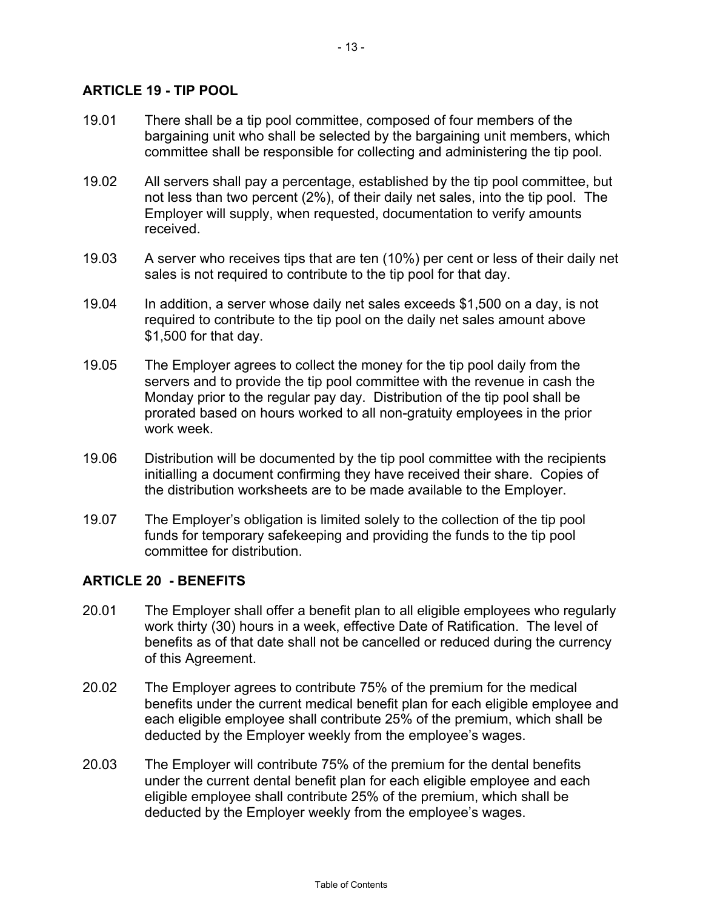## ARTICLE 19 - TIP POOL

19.01 There shall be a tip pool committee, composed of four members of the bargaining unit who shall be selected by the bargaining unit members, which committee shall be responsible for collecting and administering the tip pool.

19.02 All servers shall pay a percentage, established by the tip pool committee, but not less than two percent (2%), of their daily net sales, into the tip pool. The Employer will supply, when requested, documentation to verify amounts received.

19.03 A server who receives tips that are ten (10%) per cent or less of their daily net sales is not required to contribute to the tip pool for that day.

19.04 In addition, a server whose daily net sales exceeds $1,500 on a day, is not required to contribute to the tip pool on the daily net sales amount above $1,500 for that day.

19.05 The Employer agrees to collect the money for the tip pool daily from the servers and to provide the tip pool committee with the revenue in cash the Monday prior to the regular pay day. Distribution of the tip pool shall be prorated based on hours worked to all non-gratuity employees in the prior work week.

19.06 Distribution will be documented by the tip pool committee with the recipients initialling a document confirming they have received their share. Copies of the distribution worksheets are to be made available to the Employer.

19.07 The Employer's obligation is limited solely to the collection of the tip pool funds for temporary safekeeping and providing the funds to the tip pool committee for distribution.

## ARTICLE 20 - BENEFITS

20.01 The Employer shall offer a benefit plan to all eligible employees who regularly work thirty (30) hours in a week, effective Date of Ratification. The level of benefits as of that date shall not be cancelled or reduced during the currency of this Agreement.

20.02 The Employer agrees to contribute 75% of the premium for the medical benefits under the current medical benefit plan for each eligible employee and each eligible employee shall contribute 25% of the premium, which shall be deducted by the Employer weekly from the employee's wages.

20.03 The Employer will contribute 75% of the premium for the dental benefits under the current dental benefit plan for each eligible employee and each eligible employee shall contribute 25% of the premium, which shall be deducted by the Employer weekly from the employee's wages.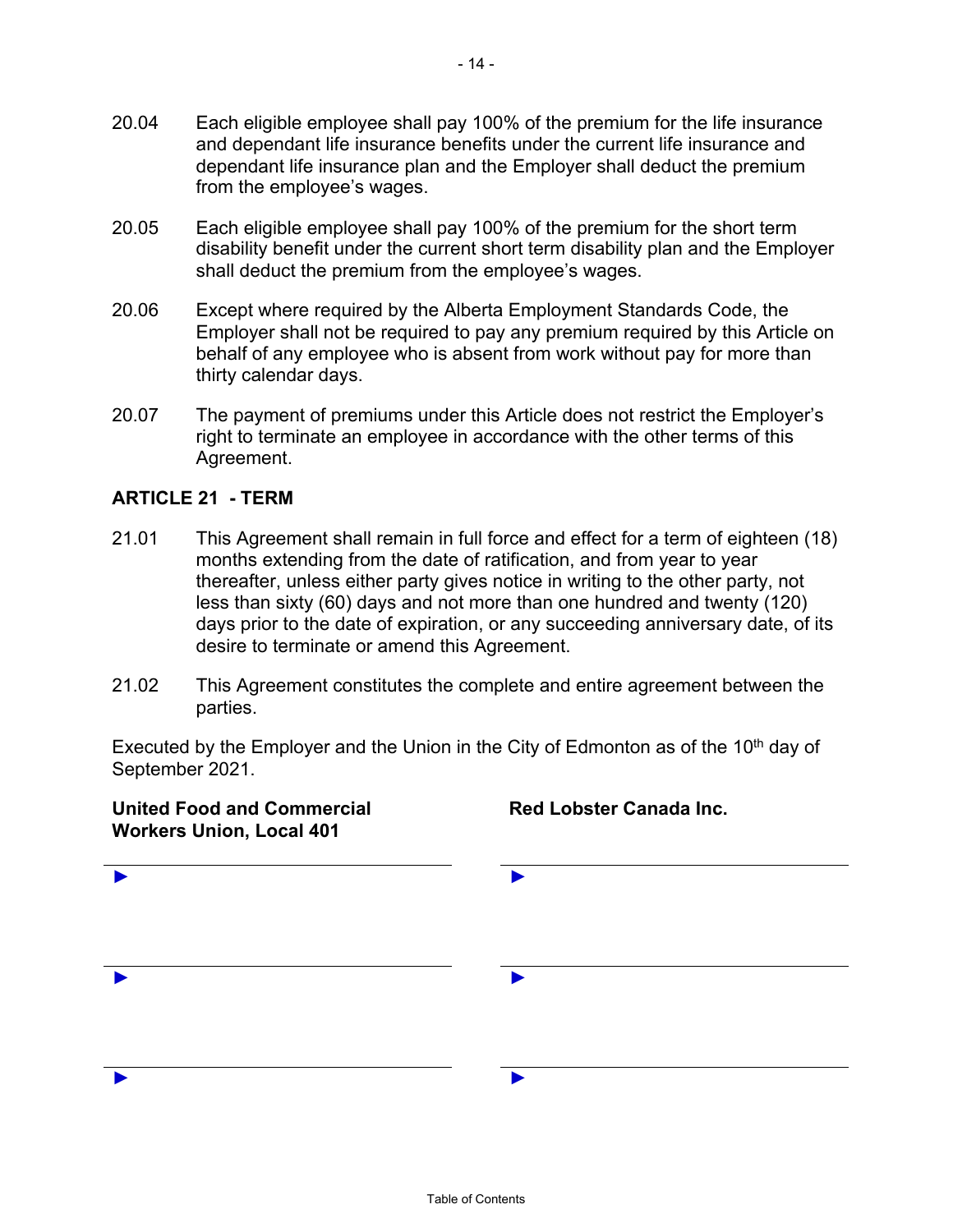20.04 Each eligible employee shall pay 100% of the premium for the life insurance and dependant life insurance benefits under the current life insurance and dependant life insurance plan and the Employer shall deduct the premium from the employee's wages.

20.05 Each eligible employee shall pay 100% of the premium for the short term disability benefit under the current short term disability plan and the Employer shall deduct the premium from the employee's wages.

20.06 Except where required by the Alberta Employment Standards Code, the Employer shall not be required to pay any premium required by this Article on behalf of any employee who is absent from work without pay for more than thirty calendar days.

20.07 The payment of premiums under this Article does not restrict the Employer's right to terminate an employee in accordance with the other terms of this Agreement.

## ARTICLE 21 - TERM

21.01 This Agreement shall remain in full force and effect for a term of eighteen (18) months extending from the date of ratification, and from year to year thereafter, unless either party gives notice in writing to the other party, not less than sixty (60) days and not more than one hundred and twenty (120) days prior to the date of expiration, or any succeeding anniversary date, of its desire to terminate or amend this Agreement.

21.02 This Agreement constitutes the complete and entire agreement between the parties.

Executed by the Employer and the Union in the City of Edmonton as of the 10th day of September 2021.

| **United Food and Commercial Workers Union, Local 401** | **Red Lobster Canada Inc.** |
|---|---|
| ► | ► |
| ► | ► |
| ► | ► |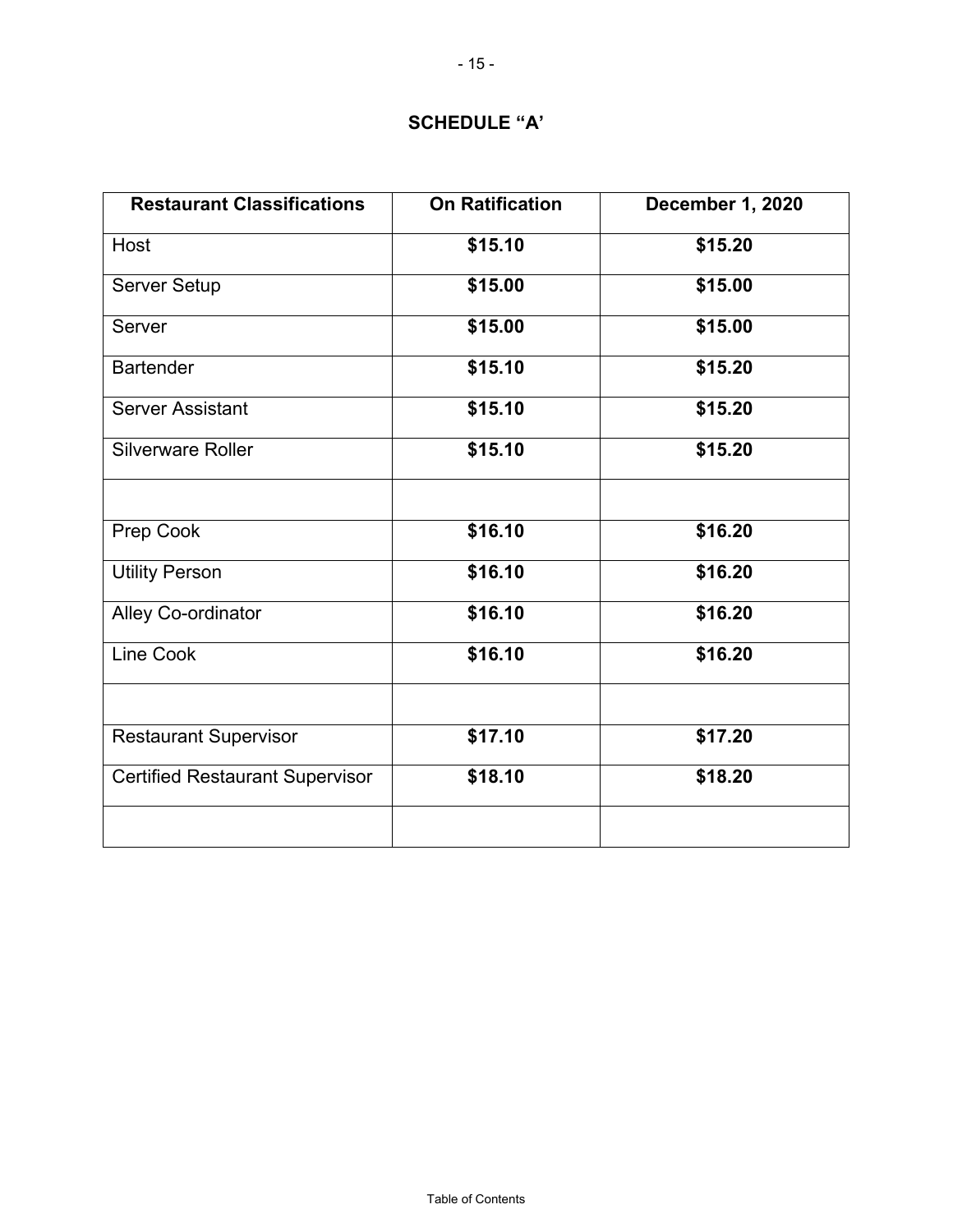## SCHEDULE "A'

| Restaurant Classifications | On Ratification | December 1, 2020 |
|---|---|---|
| Host | **$15.10** | **$15.20** |
| Server Setup | **$15.00** | **$15.00** |
| Server | **$15.00** | **$15.00** |
| Bartender | **$15.10** | **$15.20** |
| Server Assistant | **$15.10** | **$15.20** |
| Silverware Roller | **$15.10** | **$15.20** |
| | | |
| Prep Cook | **$16.10** | **$16.20** |
| Utility Person | **$16.10** | **$16.20** |
| Alley Co-ordinator | **$16.10** | **$16.20** |
| Line Cook | **$16.10** | **$16.20** |
| | | |
| Restaurant Supervisor | **$17.10** | **$17.20** |
| Certified Restaurant Supervisor | **$18.10** | **$18.20** |
| | | |

Table of Contents